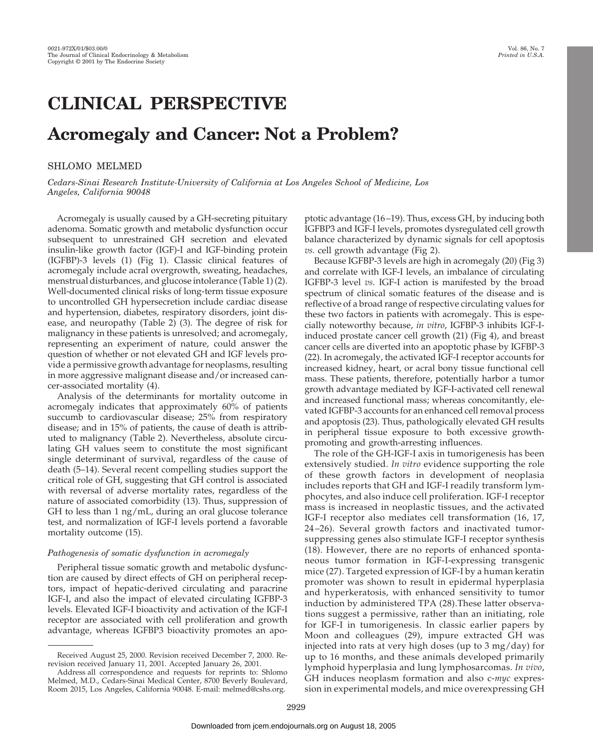# CLINICAL PERSPECTIVE

## Acromegaly and Cancer: Not a Problem?

SHLOMO MELMED

*Cedars-Sinai Research Institute-University of California at Los Angeles School of Medicine, Los Angeles, California 90048*

Acromegaly is usually caused by a GH-secreting pituitary adenoma. Somatic growth and metabolic dysfunction occur subsequent to unrestrained GH secretion and elevated insulin-like growth factor (IGF)-I and IGF-binding protein (IGFBP)-3 levels (1) (Fig 1). Classic clinical features of acromegaly include acral overgrowth, sweating, headaches, menstrual disturbances, and glucose intolerance (Table 1) (2). Well-documented clinical risks of long-term tissue exposure to uncontrolled GH hypersecretion include cardiac disease and hypertension, diabetes, respiratory disorders, joint disease, and neuropathy (Table 2) (3). The degree of risk for malignancy in these patients is unresolved; and acromegaly, representing an experiment of nature, could answer the question of whether or not elevated GH and IGF levels provide a permissive growth advantage for neoplasms, resulting in more aggressive malignant disease and/or increased cancer-associated mortality (4).

Analysis of the determinants for mortality outcome in acromegaly indicates that approximately 60% of patients succumb to cardiovascular disease; 25% from respiratory disease; and in 15% of patients, the cause of death is attributed to malignancy (Table 2). Nevertheless, absolute circulating GH values seem to constitute the most significant single determinant of survival, regardless of the cause of death (5–14). Several recent compelling studies support the critical role of GH, suggesting that GH control is associated with reversal of adverse mortality rates, regardless of the nature of associated comorbidity (13). Thus, suppression of GH to less than 1 ng/mL, during an oral glucose tolerance test, and normalization of IGF-I levels portend a favorable mortality outcome (15).

### *Pathogenesis of somatic dysfunction in acromegaly*

Peripheral tissue somatic growth and metabolic dysfunction are caused by direct effects of GH on peripheral receptors, impact of hepatic-derived circulating and paracrine IGF-I, and also the impact of elevated circulating IGFBP-3 levels. Elevated IGF-I bioactivity and activation of the IGF-I receptor are associated with cell proliferation and growth advantage, whereas IGFBP3 bioactivity promotes an apoptotic advantage (16–19). Thus, excess GH, by inducing both IGFBP3 and IGF-I levels, promotes dysregulated cell growth balance characterized by dynamic signals for cell apoptosis *vs.* cell growth advantage (Fig 2).

Because IGFBP-3 levels are high in acromegaly (20) (Fig 3) and correlate with IGF-I levels, an imbalance of circulating IGFBP-3 level *vs.* IGF-I action is manifested by the broad spectrum of clinical somatic features of the disease and is reflective of a broad range of respective circulating values for these two factors in patients with acromegaly. This is especially noteworthy because, *in vitro*, IGFBP-3 inhibits IGF-I-induced prostate cancer cell growth (21) (Fig 4), and breast cancer cells are diverted into an apoptotic phase by IGFBP-3 (22). In acromegaly, the activated IGF-I receptor accounts for increased kidney, heart, or acral bony tissue functional cell mass. These patients, therefore, potentially harbor a tumor growth advantage mediated by IGF-I-activated cell renewal and increased functional mass; whereas concomitantly, elevated IGFBP-3 accounts for an enhanced cell removal process and apoptosis (23). Thus, pathologically elevated GH results in peripheral tissue exposure to both excessive growth-promoting and growth-arresting influences.

The role of the GH-IGF-I axis in tumorigenesis has been extensively studied. *In vitro* evidence supporting the role of these growth factors in development of neoplasia includes reports that GH and IGF-I readily transform lymphocytes, and also induce cell proliferation. IGF-I receptor mass is increased in neoplastic tissues, and the activated IGF-I receptor also mediates cell transformation (16, 17, 24–26). Several growth factors and inactivated tumor-suppressing genes also stimulate IGF-I receptor synthesis (18). However, there are no reports of enhanced spontaneous tumor formation in IGF-I-expressing transgenic mice (27). Targeted expression of IGF-I by a human keratin promoter was shown to result in epidermal hyperplasia and hyperkeratosis, with enhanced sensitivity to tumor induction by administered TPA (28).These latter observations suggest a permissive, rather than an initiating, role for IGF-I in tumorigenesis. In classic earlier papers by Moon and colleagues (29), impure extracted GH was injected into rats at very high doses (up to 3 mg/day) for up to 16 months, and these animals developed primarily lymphoid hyperplasia and lung lymphosarcomas. *In vivo*, GH induces neoplasm formation and also c-*myc* expression in experimental models, and mice overexpressing GH

---

Received August 25, 2000. Revision received December 7, 2000. Rerevision received January 11, 2001. Accepted January 26, 2001.

Address all correspondence and requests for reprints to: Shlomo Melmed, M.D., Cedars-Sinai Medical Center, 8700 Beverly Boulevard, Room 2015, Los Angeles, California 90048. E-mail: melmed@cshs.org.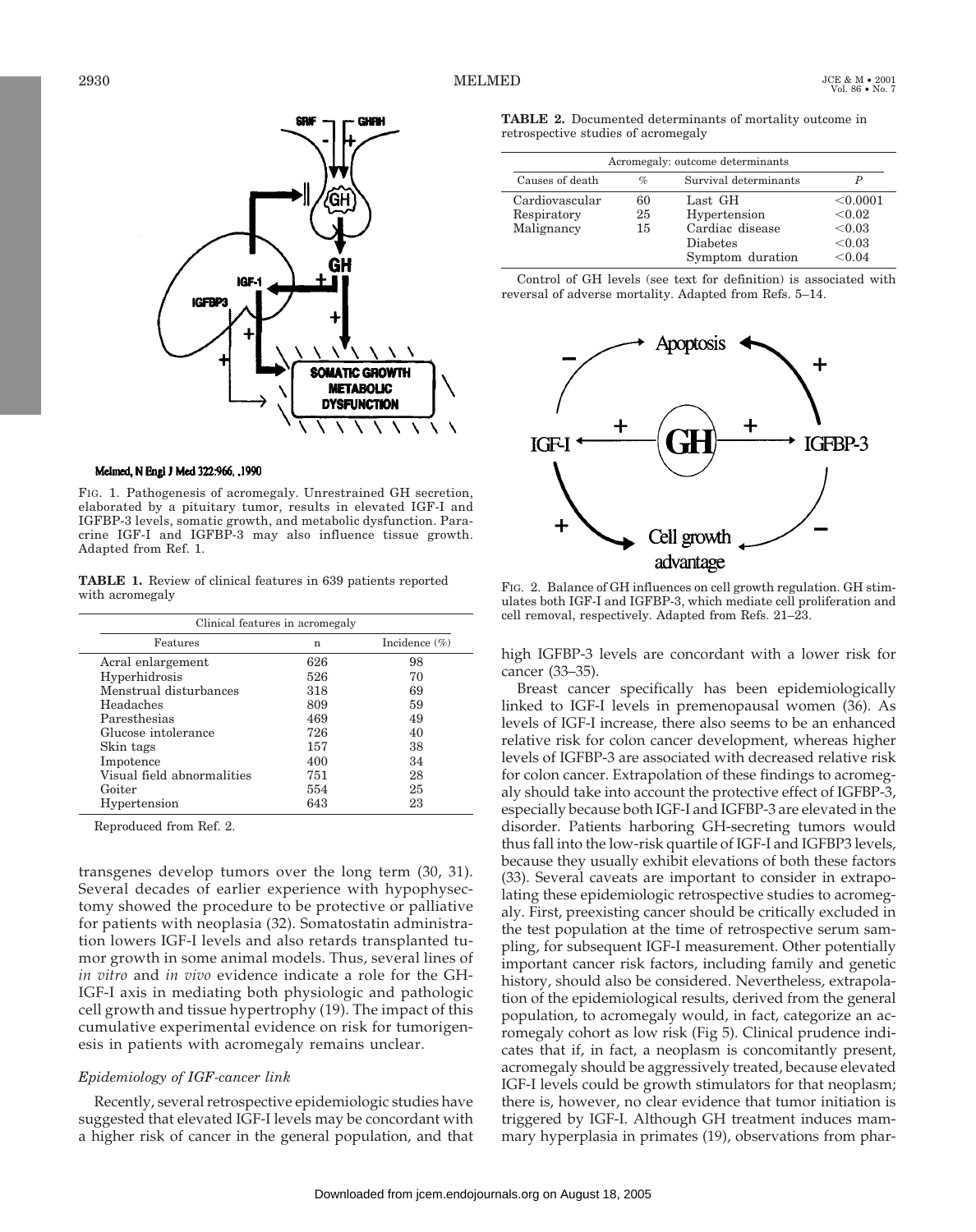Melmed, N Engl J Med 322:966, 1990

FIG. 1. Pathogenesis of acromegaly. Unrestrained GH secretion, elaborated by a pituitary tumor, results in elevated IGF-I and IGFBP-3 levels, somatic growth, and metabolic dysfunction. Paracrine IGF-I and IGFBP-3 may also influence tissue growth. Adapted from Ref. 1.

**TABLE 1.** Review of clinical features in 639 patients reported with acromegaly

| Clinical features in acromegaly | | |
|---|---|---|
| Features | n | Incidence (%) |
| Acral enlargement | 626 | 98 |
| Hyperhidrosis | 526 | 70 |
| Menstrual disturbances | 318 | 69 |
| Headaches | 809 | 59 |
| Paresthesias | 469 | 49 |
| Glucose intolerance | 726 | 40 |
| Skin tags | 157 | 38 |
| Impotence | 400 | 34 |
| Visual field abnormalities | 751 | 28 |
| Goiter | 554 | 25 |
| Hypertension | 643 | 23 |

Reproduced from Ref. 2.

transgenes develop tumors over the long term (30, 31). Several decades of earlier experience with hypophysectomy showed the procedure to be protective or palliative for patients with neoplasia (32). Somatostatin administration lowers IGF-I levels and also retards transplanted tumor growth in some animal models. Thus, several lines of *in vitro* and *in vivo* evidence indicate a role for the GH-IGF-I axis in mediating both physiologic and pathologic cell growth and tissue hypertrophy (19). The impact of this cumulative experimental evidence on risk for tumorigenesis in patients with acromegaly remains unclear.

### *Epidemiology of IGF-cancer link*

Recently, several retrospective epidemiologic studies have suggested that elevated IGF-I levels may be concordant with a higher risk of cancer in the general population, and that high IGFBP-3 levels are concordant with a lower risk for cancer (33–35).

**TABLE 2.** Documented determinants of mortality outcome in retrospective studies of acromegaly

| Acromegaly: outcome determinants | | | |
|---|---|---|---|
| Causes of death | % | Survival determinants | *P* |
| Cardiovascular | 60 | Last GH | <0.0001 |
| Respiratory | 25 | Hypertension | <0.02 |
| Malignancy | 15 | Cardiac disease | <0.03 |
| | | Diabetes | <0.03 |
| | | Symptom duration | <0.04 |

Control of GH levels (see text for definition) is associated with reversal of adverse mortality. Adapted from Refs. 5–14.

FIG. 2. Balance of GH influences on cell growth regulation. GH stimulates both IGF-I and IGFBP-3, which mediate cell proliferation and cell removal, respectively. Adapted from Refs. 21–23.

Breast cancer specifically has been epidemiologically linked to IGF-I levels in premenopausal women (36). As levels of IGF-I increase, there also seems to be an enhanced relative risk for colon cancer development, whereas higher levels of IGFBP-3 are associated with decreased relative risk for colon cancer. Extrapolation of these findings to acromegaly should take into account the protective effect of IGFBP-3, especially because both IGF-I and IGFBP-3 are elevated in the disorder. Patients harboring GH-secreting tumors would thus fall into the low-risk quartile of IGF-I and IGFBP3 levels, because they usually exhibit elevations of both these factors (33). Several caveats are important to consider in extrapolating these epidemiologic retrospective studies to acromegaly. First, preexisting cancer should be critically excluded in the test population at the time of retrospective serum sampling, for subsequent IGF-I measurement. Other potentially important cancer risk factors, including family and genetic history, should also be considered. Nevertheless, extrapolation of the epidemiological results, derived from the general population, to acromegaly would, in fact, categorize an acromegaly cohort as low risk (Fig 5). Clinical prudence indicates that if, in fact, a neoplasm is concomitantly present, acromegaly should be aggressively treated, because elevated IGF-I levels could be growth stimulators for that neoplasm; there is, however, no clear evidence that tumor initiation is triggered by IGF-I. Although GH treatment induces mammary hyperplasia in primates (19), observations from phar-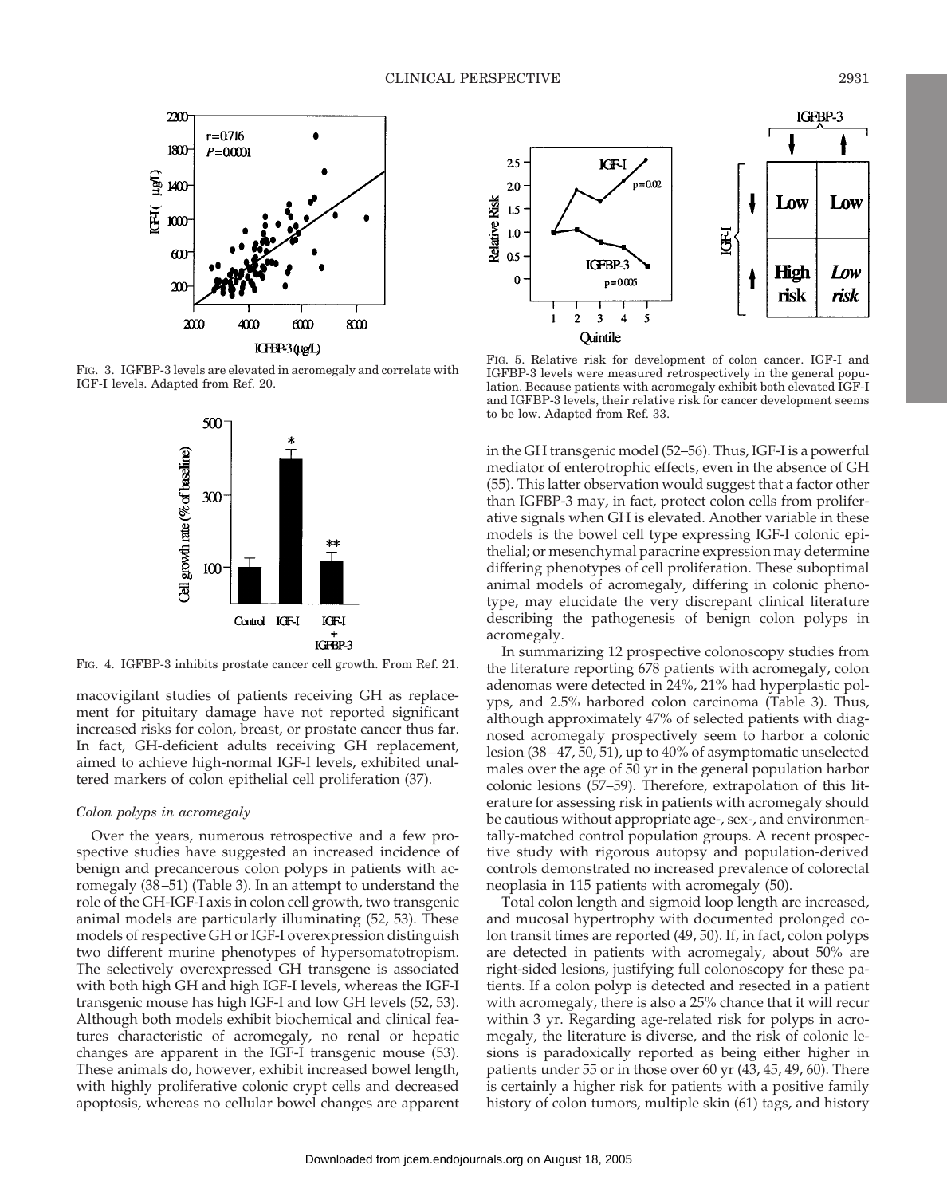FIG. 3. IGFBP-3 levels are elevated in acromegaly and correlate with IGF-I levels. Adapted from Ref. 20.

FIG. 4. IGFBP-3 inhibits prostate cancer cell growth. From Ref. 21.

FIG. 5. Relative risk for development of colon cancer. IGF-I and IGFBP-3 levels were measured retrospectively in the general population. Because patients with acromegaly exhibit both elevated IGF-I and IGFBP-3 levels, their relative risk for cancer development seems to be low. Adapted from Ref. 33.

macovigilant studies of patients receiving GH as replacement for pituitary damage have not reported significant increased risks for colon, breast, or prostate cancer thus far. In fact, GH-deficient adults receiving GH replacement, aimed to achieve high-normal IGF-I levels, exhibited unaltered markers of colon epithelial cell proliferation (37).

### *Colon polyps in acromegaly*

Over the years, numerous retrospective and a few prospective studies have suggested an increased incidence of benign and precancerous colon polyps in patients with acromegaly (38–51) (Table 3). In an attempt to understand the role of the GH-IGF-I axis in colon cell growth, two transgenic animal models are particularly illuminating (52, 53). These models of respective GH or IGF-I overexpression distinguish two different murine phenotypes of hypersomatotropism. The selectively overexpressed GH transgene is associated with both high GH and high IGF-I levels, whereas the IGF-I transgenic mouse has high IGF-I and low GH levels (52, 53). Although both models exhibit biochemical and clinical features characteristic of acromegaly, no renal or hepatic changes are apparent in the IGF-I transgenic mouse (53). These animals do, however, exhibit increased bowel length, with highly proliferative colonic crypt cells and decreased apoptosis, whereas no cellular bowel changes are apparent in the GH transgenic model (52–56). Thus, IGF-I is a powerful mediator of enterotrophic effects, even in the absence of GH (55). This latter observation would suggest that a factor other than IGFBP-3 may, in fact, protect colon cells from proliferative signals when GH is elevated. Another variable in these models is the bowel cell type expressing IGF-I colonic epithelial; or mesenchymal paracrine expression may determine differing phenotypes of cell proliferation. These suboptimal animal models of acromegaly, differing in colonic phenotype, may elucidate the very discrepant clinical literature describing the pathogenesis of benign colon polyps in acromegaly.

In summarizing 12 prospective colonoscopy studies from the literature reporting 678 patients with acromegaly, colon adenomas were detected in 24%, 21% had hyperplastic polyps, and 2.5% harbored colon carcinoma (Table 3). Thus, although approximately 47% of selected patients with diagnosed acromegaly prospectively seem to harbor a colonic lesion (38–47, 50, 51), up to 40% of asymptomatic unselected males over the age of 50 yr in the general population harbor colonic lesions (57–59). Therefore, extrapolation of this literature for assessing risk in patients with acromegaly should be cautious without appropriate age-, sex-, and environmentally-matched control population groups. A recent prospective study with rigorous autopsy and population-derived controls demonstrated no increased prevalence of colorectal neoplasia in 115 patients with acromegaly (50).

Total colon length and sigmoid loop length are increased, and mucosal hypertrophy with documented prolonged colon transit times are reported (49, 50). If, in fact, colon polyps are detected in patients with acromegaly, about 50% are right-sided lesions, justifying full colonoscopy for these patients. If a colon polyp is detected and resected in a patient with acromegaly, there is also a 25% chance that it will recur within 3 yr. Regarding age-related risk for polyps in acromegaly, the literature is diverse, and the risk of colonic lesions is paradoxically reported as being either higher in patients under 55 or in those over 60 yr (43, 45, 49, 60). There is certainly a higher risk for patients with a positive family history of colon tumors, multiple skin (61) tags, and history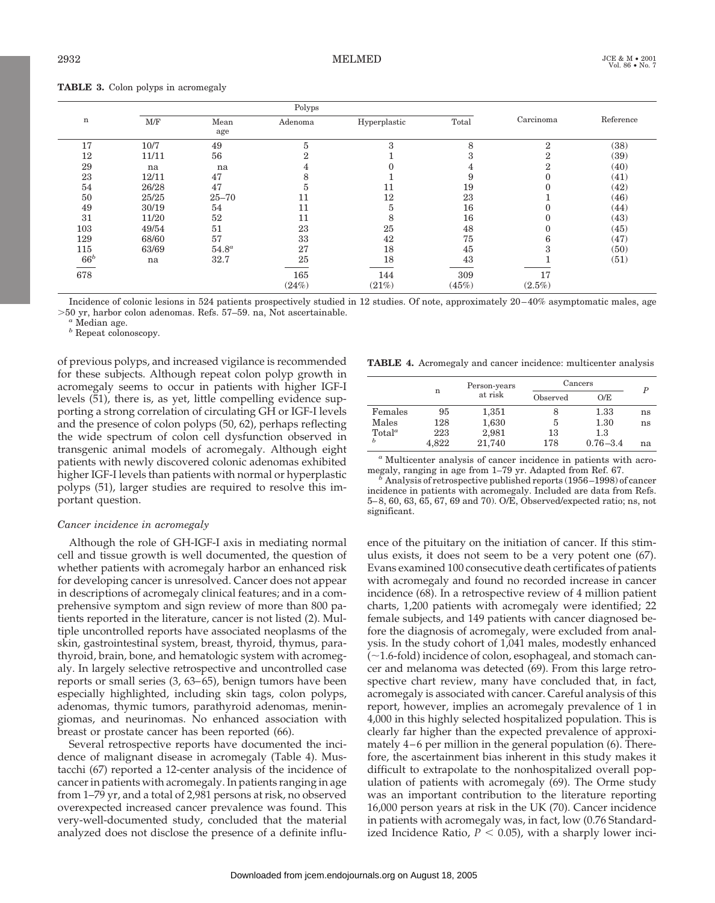**TABLE 3.** Colon polyps in acromegaly

| n | Polyps | | | | | Carcinoma | Reference |
|---|---|---|---|---|---|---|---|
| | M/F | Mean age | Adenoma | Hyperplastic | Total | | |
| 17 | 10/7 | 49 | 5 | 3 | 8 | 2 | (38) |
| 12 | 11/11 | 56 | 2 | 1 | 3 | 2 | (39) |
| 29 | na | na | 4 | 0 | 4 | 2 | (40) |
| 23 | 12/11 | 47 | 8 | 1 | 9 | 0 | (41) |
| 54 | 26/28 | 47 | 5 | 11 | 19 | 0 | (42) |
| 50 | 25/25 | 25–70 | 11 | 12 | 23 | 1 | (46) |
| 49 | 30/19 | 54 | 11 | 5 | 16 | 0 | (44) |
| 31 | 11/20 | 52 | 11 | 8 | 16 | 0 | (43) |
| 103 | 49/54 | 51 | 23 | 25 | 48 | 0 | (45) |
| 129 | 68/60 | 57 | 33 | 42 | 75 | 6 | (47) |
| 115 | 63/69 | 54.8[a] | 27 | 18 | 45 | 3 | (50) |
| 66[b] | na | 32.7 | 25 | 18 | 43 | 1 | (51) |
| 678 | | | 165 (24%) | 144 (21%) | 309 (45%) | 17 (2.5%) | |

Incidence of colonic lesions in 524 patients prospectively studied in 12 studies. Of note, approximately 20–40% asymptomatic males, age >50 yr, harbor colon adenomas. Refs. 57–59. na, Not ascertainable.

[a] Median age.

[b] Repeat colonoscopy.

of previous polyps, and increased vigilance is recommended for these subjects. Although repeat colon polyp growth in acromegaly seems to occur in patients with higher IGF-I levels (51), there is, as yet, little compelling evidence supporting a strong correlation of circulating GH or IGF-I levels and the presence of colon polyps (50, 62), perhaps reflecting the wide spectrum of colon cell dysfunction observed in transgenic animal models of acromegaly. Although eight patients with newly discovered colonic adenomas exhibited higher IGF-I levels than patients with normal or hyperplastic polyps (51), larger studies are required to resolve this important question.

### *Cancer incidence in acromegaly*

Although the role of GH-IGF-I axis in mediating normal cell and tissue growth is well documented, the question of whether patients with acromegaly harbor an enhanced risk for developing cancer is unresolved. Cancer does not appear in descriptions of acromegaly clinical features; and in a comprehensive symptom and sign review of more than 800 patients reported in the literature, cancer is not listed (2). Multiple uncontrolled reports have associated neoplasms of the skin, gastrointestinal system, breast, thyroid, thymus, parathyroid, brain, bone, and hematologic system with acromegaly. In largely selective retrospective and uncontrolled case reports or small series (3, 63–65), benign tumors have been especially highlighted, including skin tags, colon polyps, adenomas, thymic tumors, parathyroid adenomas, meningiomas, and neurinomas. No enhanced association with breast or prostate cancer has been reported (66).

Several retrospective reports have documented the incidence of malignant disease in acromegaly (Table 4). Mustacchi (67) reported a 12-center analysis of the incidence of cancer in patients with acromegaly. In patients ranging in age from 1–79 yr, and a total of 2,981 persons at risk, no observed overexpected increased cancer prevalence was found. This very-well-documented study, concluded that the material analyzed does not disclose the presence of a definite influence of the pituitary on the initiation of cancer. If this stimulus exists, it does not seem to be a very potent one (67). Evans examined 100 consecutive death certificates of patients with acromegaly and found no recorded increase in cancer incidence (68). In a retrospective review of 4 million patient charts, 1,200 patients with acromegaly were identified; 22 female subjects, and 149 patients with cancer diagnosed before the diagnosis of acromegaly, were excluded from analysis. In the study cohort of 1,041 males, modestly enhanced (~1.6-fold) incidence of colon, esophageal, and stomach cancer and melanoma was detected (69). From this large retrospective chart review, many have concluded that, in fact, acromegaly is associated with cancer. Careful analysis of this report, however, implies an acromegaly prevalence of 1 in 4,000 in this highly selected hospitalized population. This is clearly far higher than the expected prevalence of approximately 4–6 per million in the general population (6). Therefore, the ascertainment bias inherent in this study makes it difficult to extrapolate to the nonhospitalized overall population of patients with acromegaly (69). The Orme study was an important contribution to the literature reporting 16,000 person years at risk in the UK (70). Cancer incidence in patients with acromegaly was, in fact, low (0.76 Standardized Incidence Ratio, $P < 0.05$), with a sharply lower inci-

**TABLE 4.** Acromegaly and cancer incidence: multicenter analysis

| | n | Person-years at risk | Cancers | | $P$ |
|---|---|---|---|---|---|
| | | | Observed | O/E | |
| Females | 95 | 1,351 | 8 | 1.33 | ns |
| Males | 128 | 1,630 | 5 | 1.30 | ns |
| Total[a] | 223 | 2,981 | 13 | 1.3 | |
| [b] | 4,822 | 21,740 | 178 | 0.76–3.4 | na |

[a] Multicenter analysis of cancer incidence in patients with acromegaly, ranging in age from 1–79 yr. Adapted from Ref. 67.

[b] Analysis of retrospective published reports (1956–1998) of cancer incidence in patients with acromegaly. Included are data from Refs. 5–8, 60, 63, 65, 67, 69 and 70). O/E, Observed/expected ratio; ns, not significant.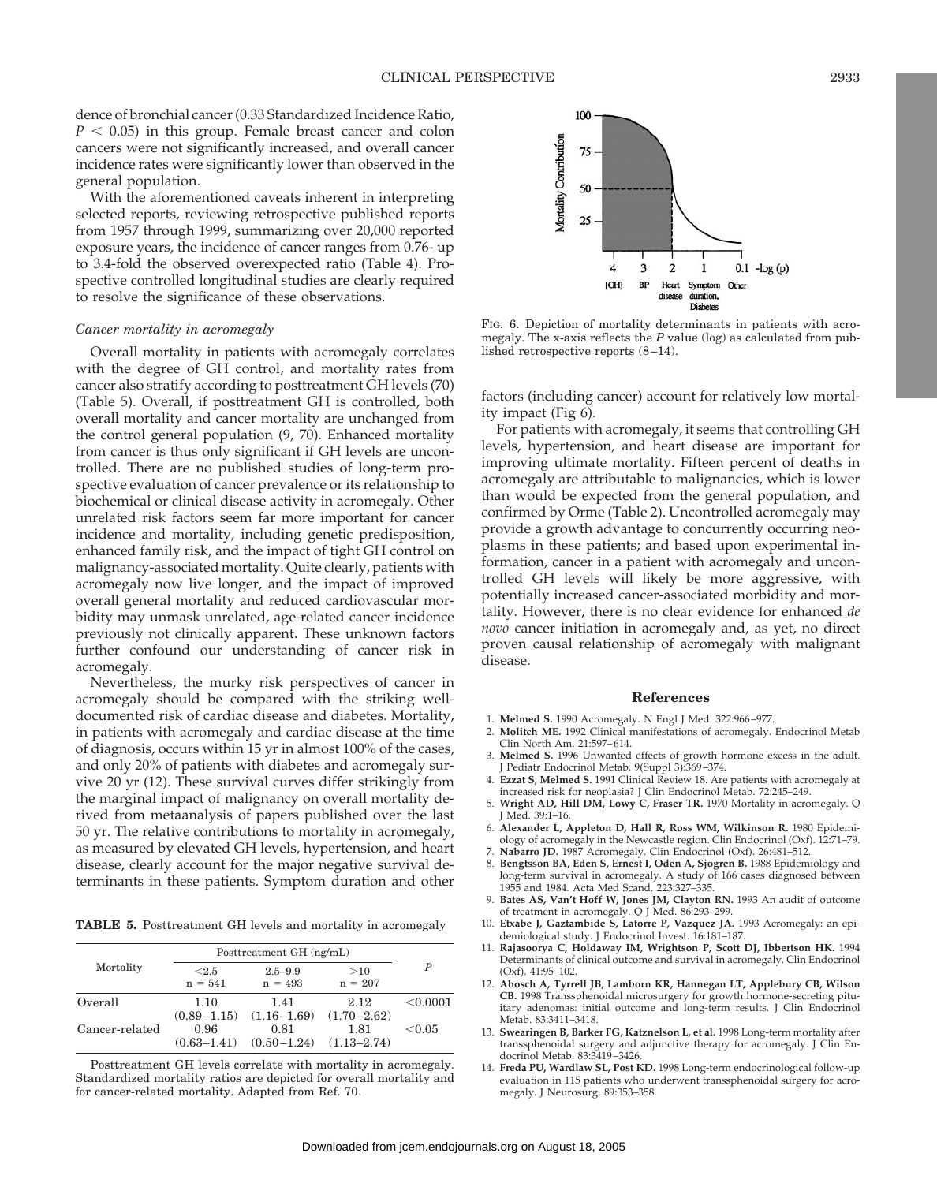dence of bronchial cancer (0.33 Standardized Incidence Ratio, $P < 0.05$) in this group. Female breast cancer and colon cancers were not significantly increased, and overall cancer incidence rates were significantly lower than observed in the general population.

With the aforementioned caveats inherent in interpreting selected reports, reviewing retrospective published reports from 1957 through 1999, summarizing over 20,000 reported exposure years, the incidence of cancer ranges from 0.76- up to 3.4-fold the observed overexpected ratio (Table 4). Prospective controlled longitudinal studies are clearly required to resolve the significance of these observations.

### *Cancer mortality in acromegaly*

Overall mortality in patients with acromegaly correlates with the degree of GH control, and mortality rates from cancer also stratify according to posttreatment GH levels (70) (Table 5). Overall, if posttreatment GH is controlled, both overall mortality and cancer mortality are unchanged from the control general population (9, 70). Enhanced mortality from cancer is thus only significant if GH levels are uncontrolled. There are no published studies of long-term prospective evaluation of cancer prevalence or its relationship to biochemical or clinical disease activity in acromegaly. Other unrelated risk factors seem far more important for cancer incidence and mortality, including genetic predisposition, enhanced family risk, and the impact of tight GH control on malignancy-associated mortality. Quite clearly, patients with acromegaly now live longer, and the impact of improved overall general mortality and reduced cardiovascular morbidity may unmask unrelated, age-related cancer incidence previously not clinically apparent. These unknown factors further confound our understanding of cancer risk in acromegaly.

Nevertheless, the murky risk perspectives of cancer in acromegaly should be compared with the striking well-documented risk of cardiac disease and diabetes. Mortality, in patients with acromegaly and cardiac disease at the time of diagnosis, occurs within 15 yr in almost 100% of the cases, and only 20% of patients with diabetes and acromegaly survive 20 yr (12). These survival curves differ strikingly from the marginal impact of malignancy on overall mortality derived from metaanalysis of papers published over the last 50 yr. The relative contributions to mortality in acromegaly, as measured by elevated GH levels, hypertension, and heart disease, clearly account for the major negative survival determinants in these patients. Symptom duration and other factors (including cancer) account for relatively low mortality impact (Fig 6).

**TABLE 5.** Posttreatment GH levels and mortality in acromegaly

| Mortality | Posttreatment GH (ng/mL) | | | $P$ |
|---|---|---|---|---|
| | <2.5 n = 541 | 2.5–9.9 n = 493 | >10 n = 207 | |
| Overall | 1.10 (0.89–1.15) | 1.41 (1.16–1.69) | 2.12 (1.70–2.62) | <0.0001 |
| Cancer-related | 0.96 (0.63–1.41) | 0.81 (0.50–1.24) | 1.81 (1.13–2.74) | <0.05 |

Posttreatment GH levels correlate with mortality in acromegaly. Standardized mortality ratios are depicted for overall mortality and for cancer-related mortality. Adapted from Ref. 70.

FIG. 6. Depiction of mortality determinants in patients with acromegaly. The x-axis reflects the $P$ value (log) as calculated from published retrospective reports (8–14).

For patients with acromegaly, it seems that controlling GH levels, hypertension, and heart disease are important for improving ultimate mortality. Fifteen percent of deaths in acromegaly are attributable to malignancies, which is lower than would be expected from the general population, and confirmed by Orme (Table 2). Uncontrolled acromegaly may provide a growth advantage to concurrently occurring neoplasms in these patients; and based upon experimental information, cancer in a patient with acromegaly and uncontrolled GH levels will likely be more aggressive, with potentially increased cancer-associated morbidity and mortality. However, there is no clear evidence for enhanced *de novo* cancer initiation in acromegaly and, as yet, no direct proven causal relationship of acromegaly with malignant disease.

## References

1. **Melmed S.** 1990 Acromegaly. N Engl J Med. 322:966–977.
2. **Molitch ME.** 1992 Clinical manifestations of acromegaly. Endocrinol Metab Clin North Am. 21:597–614.
3. **Melmed S.** 1996 Unwanted effects of growth hormone excess in the adult. J Pediatr Endocrinol Metab. 9(Suppl 3):369–374.
4. **Ezzat S, Melmed S.** 1991 Clinical Review 18. Are patients with acromegaly at increased risk for neoplasia? J Clin Endocrinol Metab. 72:245–249.
5. **Wright AD, Hill DM, Lowy C, Fraser TR.** 1970 Mortality in acromegaly. Q J Med. 39:1–16.
6. **Alexander L, Appleton D, Hall R, Ross WM, Wilkinson R.** 1980 Epidemiology of acromegaly in the Newcastle region. Clin Endocrinol (Oxf). 12:71–79.
7. **Nabarro JD.** 1987 Acromegaly. Clin Endocrinol (Oxf). 26:481–512.
8. **Bengtsson BA, Eden S, Ernest I, Oden A, Sjogren B.** 1988 Epidemiology and long-term survival in acromegaly. A study of 166 cases diagnosed between 1955 and 1984. Acta Med Scand. 223:327–335.
9. **Bates AS, Van't Hoff W, Jones JM, Clayton RN.** 1993 An audit of outcome of treatment in acromegaly. Q J Med. 86:293–299.
10. **Etxabe J, Gaztambide S, Latorre P, Vazquez JA.** 1993 Acromegaly: an epidemiological study. J Endocrinol Invest. 16:181–187.
11. **Rajasoorya C, Holdaway IM, Wrightson P, Scott DJ, Ibbertson HK.** 1994 Determinants of clinical outcome and survival in acromegaly. Clin Endocrinol (Oxf). 41:95–102.
12. **Abosch A, Tyrrell JB, Lamborn KR, Hannegan LT, Applebury CB, Wilson CB.** 1998 Transsphenoidal microsurgery for growth hormone-secreting pituitary adenomas: initial outcome and long-term results. J Clin Endocrinol Metab. 83:3411–3418.
13. **Swearingen B, Barker FG, Katznelson L, et al.** 1998 Long-term mortality after transsphenoidal surgery and adjunctive therapy for acromegaly. J Clin Endocrinol Metab. 83:3419–3426.
14. **Freda PU, Wardlaw SL, Post KD.** 1998 Long-term endocrinological follow-up evaluation in 115 patients who underwent transsphenoidal surgery for acromegaly. J Neurosurg. 89:353–358.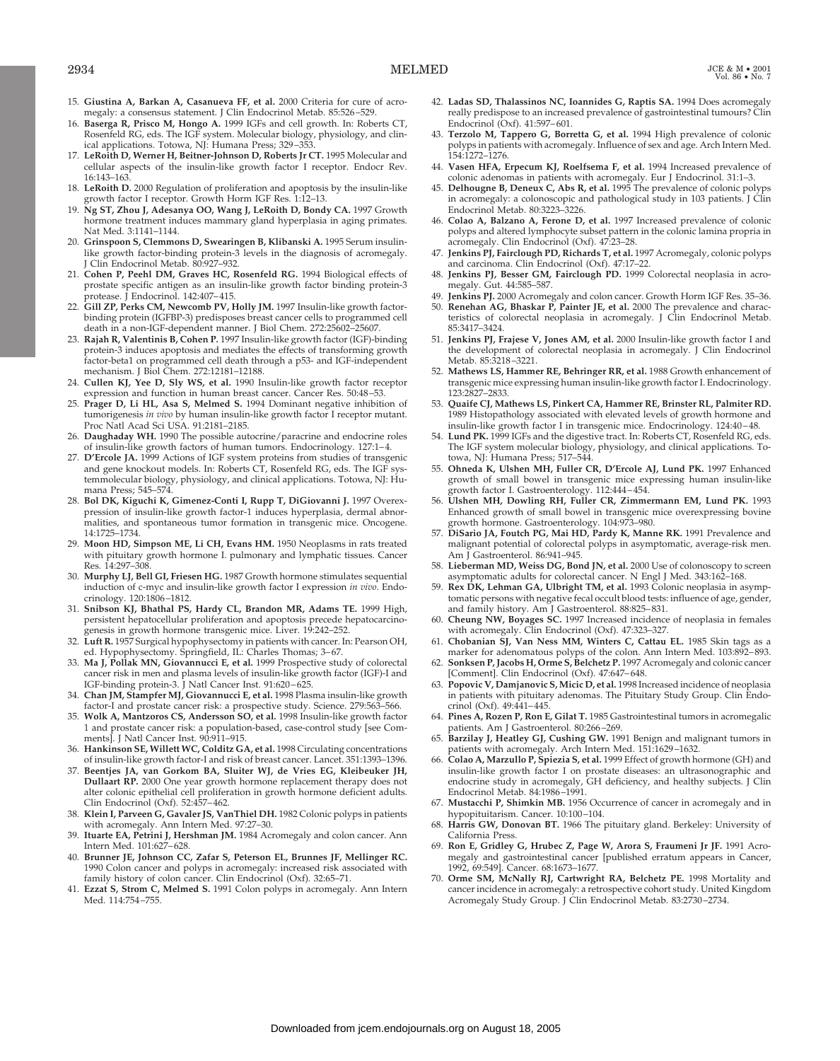15. **Giustina A, Barkan A, Casanueva FF, et al.** 2000 Criteria for cure of acromegaly: a consensus statement. J Clin Endocrinol Metab. 85:526–529.
16. **Baserga R, Prisco M, Hongo A.** 1999 IGFs and cell growth. In: Roberts CT, Rosenfeld RG, eds. The IGF system. Molecular biology, physiology, and clinical applications. Totowa, NJ: Humana Press; 329–353.
17. **LeRoith D, Werner H, Beitner-Johnson D, Roberts Jr CT.** 1995 Molecular and cellular aspects of the insulin-like growth factor I receptor. Endocr Rev. 16:143–163.
18. **LeRoith D.** 2000 Regulation of proliferation and apoptosis by the insulin-like growth factor I receptor. Growth Horm IGF Res. 1:12–13.
19. **Ng ST, Zhou J, Adesanya OO, Wang J, LeRoith D, Bondy CA.** 1997 Growth hormone treatment induces mammary gland hyperplasia in aging primates. Nat Med. 3:1141–1144.
20. **Grinspoon S, Clemmons D, Swearingen B, Klibanski A.** 1995 Serum insulin-like growth factor-binding protein-3 levels in the diagnosis of acromegaly. J Clin Endocrinol Metab. 80:927–932.
21. **Cohen P, Peehl DM, Graves HC, Rosenfeld RG.** 1994 Biological effects of prostate specific antigen as an insulin-like growth factor binding protein-3 protease. J Endocrinol. 142:407–415.
22. **Gill ZP, Perks CM, Newcomb PV, Holly JM.** 1997 Insulin-like growth factor-binding protein (IGFBP-3) predisposes breast cancer cells to programmed cell death in a non-IGF-dependent manner. J Biol Chem. 272:25602–25607.
23. **Rajah R, Valentinis B, Cohen P.** 1997 Insulin-like growth factor (IGF)-binding protein-3 induces apoptosis and mediates the effects of transforming growth factor-beta1 on programmed cell death through a p53- and IGF-independent mechanism. J Biol Chem. 272:12181–12188.
24. **Cullen KJ, Yee D, Sly WS, et al.** 1990 Insulin-like growth factor receptor expression and function in human breast cancer. Cancer Res. 50:48–53.
25. **Prager D, Li HL, Asa S, Melmed S.** 1994 Dominant negative inhibition of tumorigenesis *in vivo* by human insulin-like growth factor I receptor mutant. Proc Natl Acad Sci USA. 91:2181–2185.
26. **Daughaday WH.** 1990 The possible autocrine/paracrine and endocrine roles of insulin-like growth factors of human tumors. Endocrinology. 127:1–4.
27. **D'Ercole JA.** 1999 Actions of IGF system proteins from studies of transgenic and gene knockout models. In: Roberts CT, Rosenfeld RG, eds. The IGF systemmolecular biology, physiology, and clinical applications. Totowa, NJ: Humana Press; 545–574.
28. **Bol DK, Kiguchi K, Gimenez-Conti I, Rupp T, DiGiovanni J.** 1997 Overexpression of insulin-like growth factor-1 induces hyperplasia, dermal abnormalities, and spontaneous tumor formation in transgenic mice. Oncogene. 14:1725–1734.
29. **Moon HD, Simpson ME, Li CH, Evans HM.** 1950 Neoplasms in rats treated with pituitary growth hormone I. pulmonary and lymphatic tissues. Cancer Res. 14:297–308.
30. **Murphy LJ, Bell GI, Friesen HG.** 1987 Growth hormone stimulates sequential induction of c-myc and insulin-like growth factor I expression *in vivo*. Endocrinology. 120:1806–1812.
31. **Snibson KJ, Bhathal PS, Hardy CL, Brandon MR, Adams TE.** 1999 High, persistent hepatocellular proliferation and apoptosis precede hepatocarcinogenesis in growth hormone transgenic mice. Liver. 19:242–252.
32. **Luft R.** 1957 Surgical hypophysectomy in patients with cancer. In: Pearson OH, ed. Hypophysectomy. Springfield, IL: Charles Thomas; 3–67.
33. **Ma J, Pollak MN, Giovannucci E, et al.** 1999 Prospective study of colorectal cancer risk in men and plasma levels of insulin-like growth factor (IGF)-I and IGF-binding protein-3. J Natl Cancer Inst. 91:620–625.
34. **Chan JM, Stampfer MJ, Giovannucci E, et al.** 1998 Plasma insulin-like growth factor-I and prostate cancer risk: a prospective study. Science. 279:563–566.
35. **Wolk A, Mantzoros CS, Andersson SO, et al.** 1998 Insulin-like growth factor 1 and prostate cancer risk: a population-based, case-control study [see Comments]. J Natl Cancer Inst. 90:911–915.
36. **Hankinson SE, Willett WC, Colditz GA, et al.** 1998 Circulating concentrations of insulin-like growth factor-I and risk of breast cancer. Lancet. 351:1393–1396.
37. **Beentjes JA, van Gorkom BA, Sluiter WJ, de Vries EG, Kleibeuker JH, Dullaart RP.** 2000 One year growth hormone replacement therapy does not alter colonic epithelial cell proliferation in growth hormone deficient adults. Clin Endocrinol (Oxf). 52:457–462.
38. **Klein I, Parveen G, Gavaler JS, VanThiel DH.** 1982 Colonic polyps in patients with acromegaly. Ann Intern Med. 97:27–30.
39. **Ituarte EA, Petrini J, Hershman JM.** 1984 Acromegaly and colon cancer. Ann Intern Med. 101:627–628.
40. **Brunner JE, Johnson CC, Zafar S, Peterson EL, Brunnes JF, Mellinger RC.** 1990 Colon cancer and polyps in acromegaly: increased risk associated with family history of colon cancer. Clin Endocrinol (Oxf). 32:65–71.
41. **Ezzat S, Strom C, Melmed S.** 1991 Colon polyps in acromegaly. Ann Intern Med. 114:754–755.
42. **Ladas SD, Thalassinos NC, Ioannides G, Raptis SA.** 1994 Does acromegaly really predispose to an increased prevalence of gastrointestinal tumours? Clin Endocrinol (Oxf). 41:597–601.
43. **Terzolo M, Tappero G, Borretta G, et al.** 1994 High prevalence of colonic polyps in patients with acromegaly. Influence of sex and age. Arch Intern Med. 154:1272–1276.
44. **Vasen HFA, Erpecum KJ, Roelfsema F, et al.** 1994 Increased prevalence of colonic adenomas in patients with acromegaly. Eur J Endocrinol. 31:1–3.
45. **Delhougne B, Deneux C, Abs R, et al.** 1995 The prevalence of colonic polyps in acromegaly: a colonoscopic and pathological study in 103 patients. J Clin Endocrinol Metab. 80:3223–3226.
46. **Colao A, Balzano A, Ferone D, et al.** 1997 Increased prevalence of colonic polyps and altered lymphocyte subset pattern in the colonic lamina propria in acromegaly. Clin Endocrinol (Oxf). 47:23–28.
47. **Jenkins PJ, Fairclough PD, Richards T, et al.** 1997 Acromegaly, colonic polyps and carcinoma. Clin Endocrinol (Oxf). 47:17–22.
48. **Jenkins PJ, Besser GM, Fairclough PD.** 1999 Colorectal neoplasia in acromegaly. Gut. 44:585–587.
49. **Jenkins PJ.** 2000 Acromegaly and colon cancer. Growth Horm IGF Res. 35–36.
50. **Renehan AG, Bhaskar P, Painter JE, et al.** 2000 The prevalence and characteristics of colorectal neoplasia in acromegaly. J Clin Endocrinol Metab. 85:3417–3424.
51. **Jenkins PJ, Frajese V, Jones AM, et al.** 2000 Insulin-like growth factor I and the development of colorectal neoplasia in acromegaly. J Clin Endocrinol Metab. 85:3218–3221.
52. **Mathews LS, Hammer RE, Behringer RR, et al.** 1988 Growth enhancement of transgenic mice expressing human insulin-like growth factor I. Endocrinology. 123:2827–2833.
53. **Quaife CJ, Mathews LS, Pinkert CA, Hammer RE, Brinster RL, Palmiter RD.** 1989 Histopathology associated with elevated levels of growth hormone and insulin-like growth factor I in transgenic mice. Endocrinology. 124:40–48.
54. **Lund PK.** 1999 IGFs and the digestive tract. In: Roberts CT, Rosenfeld RG, eds. The IGF system molecular biology, physiology, and clinical applications. Totowa, NJ: Humana Press; 517–544.
55. **Ohneda K, Ulshen MH, Fuller CR, D'Ercole AJ, Lund PK.** 1997 Enhanced growth of small bowel in transgenic mice expressing human insulin-like growth factor I. Gastroenterology. 112:444–454.
56. **Ulshen MH, Dowling RH, Fuller CR, Zimmermann EM, Lund PK.** 1993 Enhanced growth of small bowel in transgenic mice overexpressing bovine growth hormone. Gastroenterology. 104:973–980.
57. **DiSario JA, Foutch PG, Mai HD, Pardy K, Manne RK.** 1991 Prevalence and malignant potential of colorectal polyps in asymptomatic, average-risk men. Am J Gastroenterol. 86:941–945.
58. **Lieberman MD, Weiss DG, Bond JN, et al.** 2000 Use of colonoscopy to screen asymptomatic adults for colorectal cancer. N Engl J Med. 343:162–168.
59. **Rex DK, Lehman GA, Ulbright TM, et al.** 1993 Colonic neoplasia in asymptomatic persons with negative fecal occult blood tests: influence of age, gender, and family history. Am J Gastroenterol. 88:825–831.
60. **Cheung NW, Boyages SC.** 1997 Increased incidence of neoplasia in females with acromegaly. Clin Endocrinol (Oxf). 47:323–327.
61. **Chobanian SJ, Van Ness MM, Winters C, Cattau EL.** 1985 Skin tags as a marker for adenomatous polyps of the colon. Ann Intern Med. 103:892–893.
62. **Sonksen P, Jacobs H, Orme S, Belchetz P.** 1997 Acromegaly and colonic cancer [Comment]. Clin Endocrinol (Oxf). 47:647–648.
63. **Popovic V, Damjanovic S, Micic D, et al.** 1998 Increased incidence of neoplasia in patients with pituitary adenomas. The Pituitary Study Group. Clin Endocrinol (Oxf). 49:441–445.
64. **Pines A, Rozen P, Ron E, Gilat T.** 1985 Gastrointestinal tumors in acromegalic patients. Am J Gastroenterol. 80:266–269.
65. **Barzilay J, Heatley GJ, Cushing GW.** 1991 Benign and malignant tumors in patients with acromegaly. Arch Intern Med. 151:1629–1632.
66. **Colao A, Marzullo P, Spiezia S, et al.** 1999 Effect of growth hormone (GH) and insulin-like growth factor I on prostate diseases: an ultrasonographic and endocrine study in acromegaly, GH deficiency, and healthy subjects. J Clin Endocrinol Metab. 84:1986–1991.
67. **Mustacchi P, Shimkin MB.** 1956 Occurrence of cancer in acromegaly and in hypopituitarism. Cancer. 10:100–104.
68. **Harris GW, Donovan BT.** 1966 The pituitary gland. Berkeley: University of California Press.
69. **Ron E, Gridley G, Hrubec Z, Page W, Arora S, Fraumeni Jr JF.** 1991 Acromegaly and gastrointestinal cancer [published erratum appears in Cancer, 1992, 69:549]. Cancer. 68:1673–1677.
70. **Orme SM, McNally RJ, Cartwright RA, Belchetz PE.** 1998 Mortality and cancer incidence in acromegaly: a retrospective cohort study. United Kingdom Acromegaly Study Group. J Clin Endocrinol Metab. 83:2730–2734.